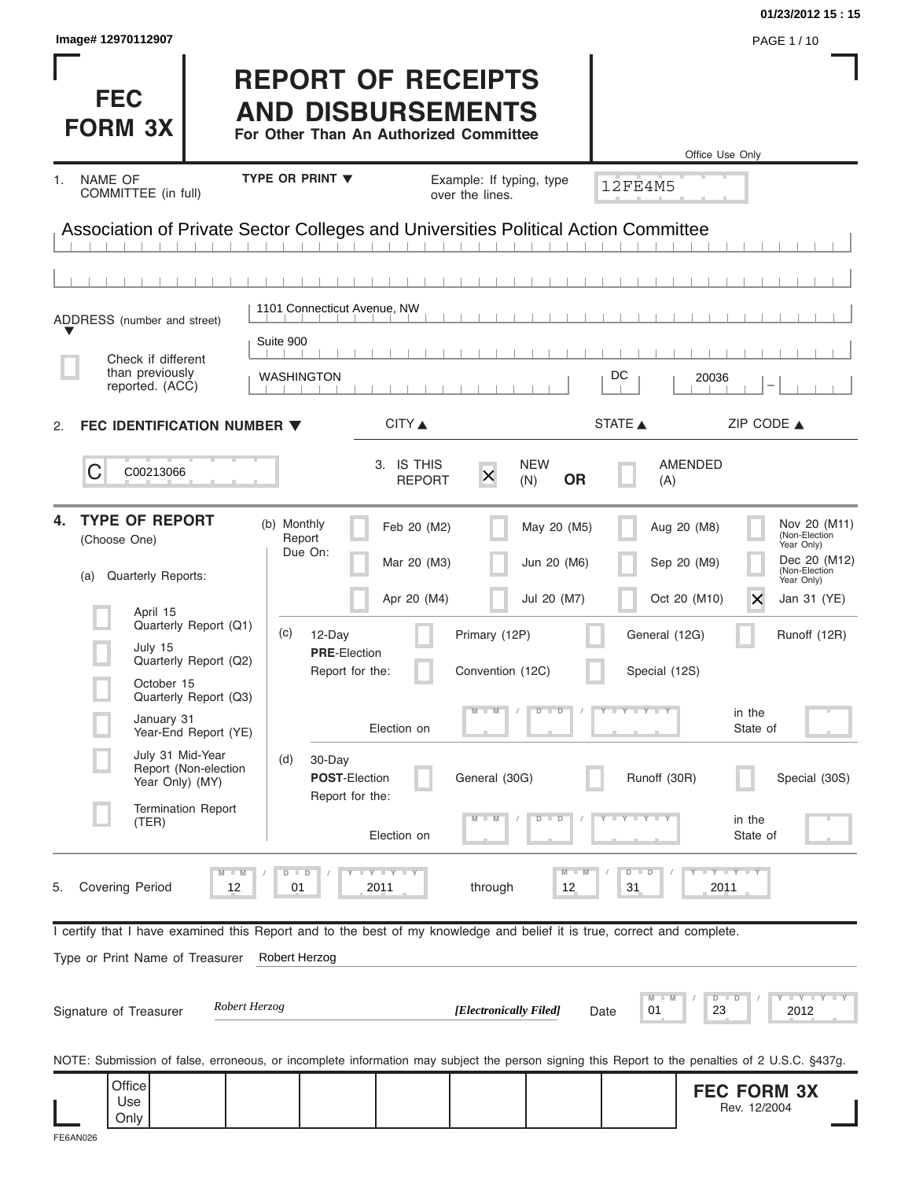Image# 12970112907

01/23/2012 15 : 15

# FEC FORM 3X

# REPORT OF RECEIPTS AND DISBURSEMENTS

**For Other Than An Authorized Committee**

Office Use Only

12FE4M5

1. NAME OF COMMITTEE (in full) — TYPE OR PRINT ▼ — Example: If typing, type over the lines.

Association of Private Sector Colleges and Universities Political Action Committee

ADDRESS (number and street) ▼

1101 Connecticut Avenue, NW

Suite 900

☐ Check if different than previously reported. (ACC)

WASHINGTON | DC | 20036

CITY ▲ | STATE ▲ | ZIP CODE ▲

2. **FEC IDENTIFICATION NUMBER ▼**

C C00213066

3. IS THIS REPORT [X] NEW (N) **OR** [ ] AMENDED (A)

4. **TYPE OF REPORT** (Choose One)

(a) Quarterly Reports:

- [ ] April 15 Quarterly Report (Q1)
- [ ] July 15 Quarterly Report (Q2)
- [ ] October 15 Quarterly Report (Q3)
- [ ] January 31 Year-End Report (YE)
- [ ] July 31 Mid-Year Report (Non-election Year Only) (MY)
- [ ] Termination Report (TER)

(b) Monthly Report Due On:

- [ ] Feb 20 (M2)
- [ ] Mar 20 (M3)
- [ ] Apr 20 (M4)
- [ ] May 20 (M5)
- [ ] Jun 20 (M6)
- [ ] Jul 20 (M7)
- [ ] Aug 20 (M8)
- [ ] Sep 20 (M9)
- [ ] Oct 20 (M10)
- [ ] Nov 20 (M11) (Non-Election Year Only)
- [ ] Dec 20 (M12) (Non-Election Year Only)
- [X] Jan 31 (YE)

(c) 12-Day **PRE**-Election Report for the:

- [ ] Primary (12P)
- [ ] General (12G)
- [ ] Runoff (12R)
- [ ] Convention (12C)
- [ ] Special (12S)

Election on MM / DD / YYYY in the State of

(d) 30-Day **POST**-Election Report for the:

- [ ] General (30G)
- [ ] Runoff (30R)
- [ ] Special (30S)

Election on MM / DD / YYYY in the State of

5. Covering Period 12 / 01 / 2011 through 12 / 31 / 2011

I certify that I have examined this Report and to the best of my knowledge and belief it is true, correct and complete.

Type or Print Name of Treasurer: Robert Herzog

Signature of Treasurer: *Robert Herzog* *[Electronically Filed]* Date 01 / 23 / 2012

NOTE: Submission of false, erroneous, or incomplete information may subject the person signing this Report to the penalties of 2 U.S.C. §437g.

Office Use Only

**FEC FORM 3X** Rev. 12/2004

FE6AN026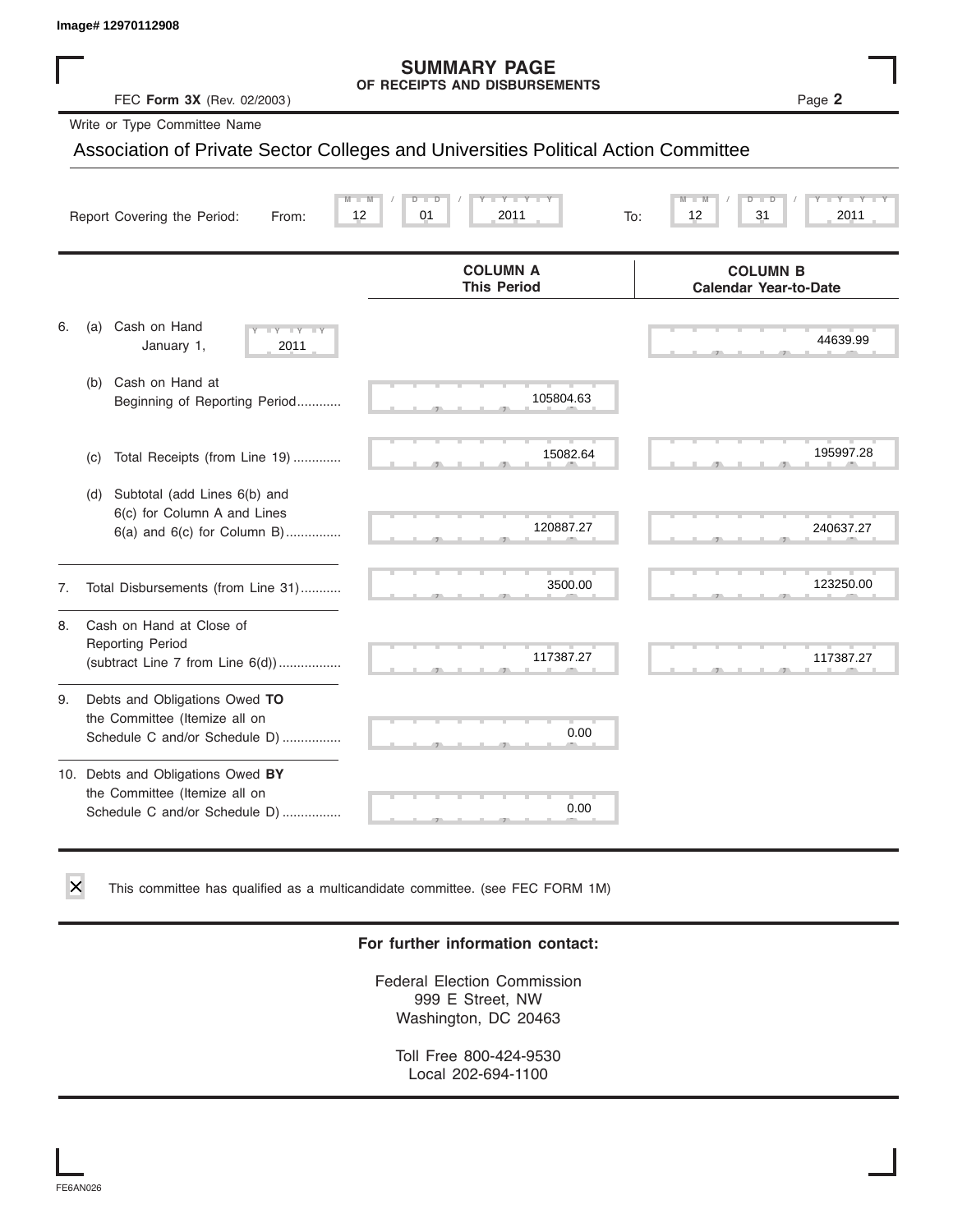Image# 12970112908

# SUMMARY PAGE
## OF RECEIPTS AND DISBURSEMENTS

FEC **Form 3X** (Rev. 02/2003)

Write or Type Committee Name

Association of Private Sector Colleges and Universities Political Action Committee

Report Covering the Period: From: 12 / 01 / 2011 To: 12 / 31 / 2011

| | COLUMN A This Period | COLUMN B Calendar Year-to-Date |
|---|---|---|
| 6. (a) Cash on Hand January 1, 2011 | | 44639.99 |
| (b) Cash on Hand at Beginning of Reporting Period | 105804.63 | |
| (c) Total Receipts (from Line 19) | 15082.64 | 195997.28 |
| (d) Subtotal (add Lines 6(b) and 6(c) for Column A and Lines 6(a) and 6(c) for Column B) | 120887.27 | 240637.27 |
| 7. Total Disbursements (from Line 31) | 3500.00 | 123250.00 |
| 8. Cash on Hand at Close of Reporting Period (subtract Line 7 from Line 6(d)) | 117387.27 | 117387.27 |
| 9. Debts and Obligations Owed **TO** the Committee (Itemize all on Schedule C and/or Schedule D) | 0.00 | |
| 10. Debts and Obligations Owed **BY** the Committee (Itemize all on Schedule C and/or Schedule D) | 0.00 | |

☒ This committee has qualified as a multicandidate committee. (see FEC FORM 1M)

**For further information contact:**

Federal Election Commission
999 E Street, NW
Washington, DC 20463

Toll Free 800-424-9530
Local 202-694-1100

FE6AN026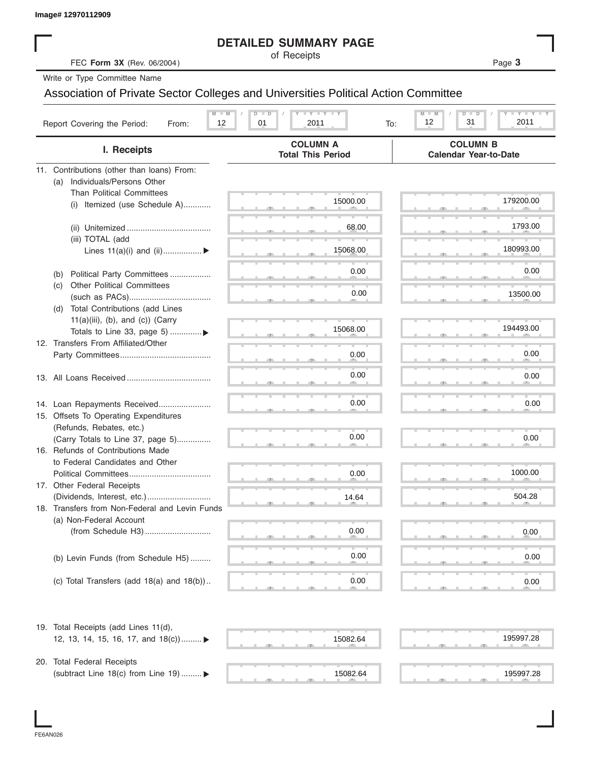Image# 12970112909

# DETAILED SUMMARY PAGE

of Receipts

FEC **Form 3X** (Rev. 06/2004)

Write or Type Committee Name

Association of Private Sector Colleges and Universities Political Action Committee

Report Covering the Period: From: 12 / 01 / 2011 To: 12 / 31 / 2011

| I. Receipts | COLUMN A Total This Period | COLUMN B Calendar Year-to-Date |
|---|---|---|
| 11. Contributions (other than loans) From: | | |
| (a) Individuals/Persons Other Than Political Committees | | |
| (i) Itemized (use Schedule A) | 15000.00 | 179200.00 |
| (ii) Unitemized | 68.00 | 1793.00 |
| (iii) TOTAL (add Lines 11(a)(i) and (ii)) ▶ | 15068.00 | 180993.00 |
| (b) Political Party Committees | 0.00 | 0.00 |
| (c) Other Political Committees (such as PACs) | 0.00 | 13500.00 |
| (d) Total Contributions (add Lines 11(a)(iii), (b), and (c)) (Carry Totals to Line 33, page 5) ▶ | 15068.00 | 194493.00 |
| 12. Transfers From Affiliated/Other Party Committees | 0.00 | 0.00 |
| 13. All Loans Received | 0.00 | 0.00 |
| 14. Loan Repayments Received | 0.00 | 0.00 |
| 15. Offsets To Operating Expenditures (Refunds, Rebates, etc.) (Carry Totals to Line 37, page 5) | 0.00 | 0.00 |
| 16. Refunds of Contributions Made to Federal Candidates and Other Political Committees | 0.00 | 1000.00 |
| 17. Other Federal Receipts (Dividends, Interest, etc.) | 14.64 | 504.28 |
| 18. Transfers from Non-Federal and Levin Funds | | |
| (a) Non-Federal Account (from Schedule H3) | 0.00 | 0.00 |
| (b) Levin Funds (from Schedule H5) | 0.00 | 0.00 |
| (c) Total Transfers (add 18(a) and 18(b)) | 0.00 | 0.00 |
| 19. Total Receipts (add Lines 11(d), 12, 13, 14, 15, 16, 17, and 18(c)) ▶ | 15082.64 | 195997.28 |
| 20. Total Federal Receipts (subtract Line 18(c) from Line 19) ▶ | 15082.64 | 195997.28 |

FE6AN026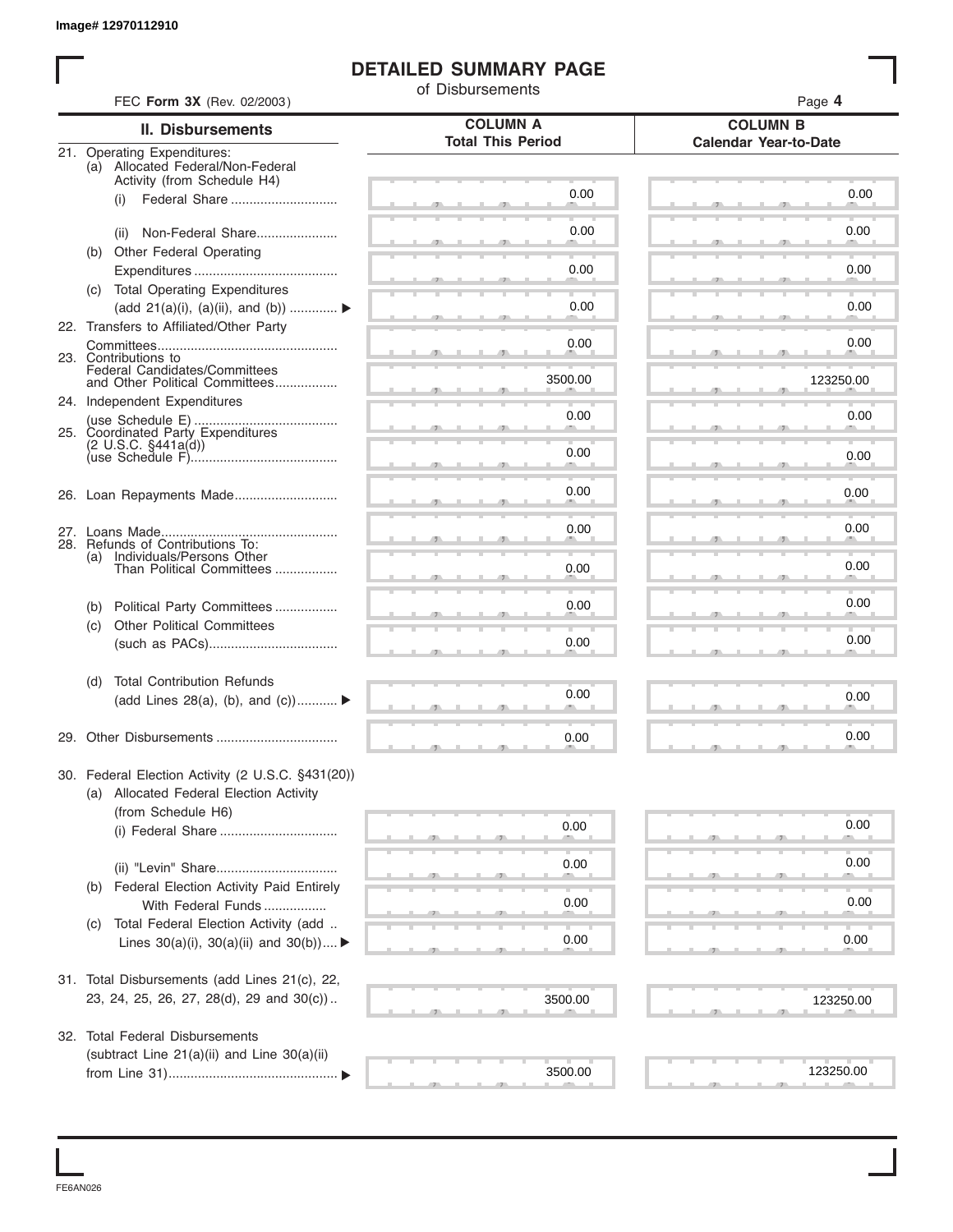Image# 12970112910

# DETAILED SUMMARY PAGE

of Disbursements

FEC **Form 3X** (Rev. 02/2003)

| II. Disbursements | COLUMN A Total This Period | COLUMN B Calendar Year-to-Date |
|---|---|---|
| 21. Operating Expenditures: | | |
| (a) Allocated Federal/Non-Federal Activity (from Schedule H4) | | |
| (i) Federal Share | 0.00 | 0.00 |
| (ii) Non-Federal Share | 0.00 | 0.00 |
| (b) Other Federal Operating Expenditures | 0.00 | 0.00 |
| (c) Total Operating Expenditures (add 21(a)(i), (a)(ii), and (b)) ▶ | 0.00 | 0.00 |
| 22. Transfers to Affiliated/Other Party Committees | 0.00 | 0.00 |
| 23. Contributions to Federal Candidates/Committees and Other Political Committees | 3500.00 | 123250.00 |
| 24. Independent Expenditures (use Schedule E) | 0.00 | 0.00 |
| 25. Coordinated Party Expenditures (2 U.S.C. §441a(d)) (use Schedule F) | 0.00 | 0.00 |
| 26. Loan Repayments Made | 0.00 | 0.00 |
| 27. Loans Made | 0.00 | 0.00 |
| 28. Refunds of Contributions To: | | |
| (a) Individuals/Persons Other Than Political Committees | 0.00 | 0.00 |
| (b) Political Party Committees | 0.00 | 0.00 |
| (c) Other Political Committees (such as PACs) | 0.00 | 0.00 |
| (d) Total Contribution Refunds (add Lines 28(a), (b), and (c)) ▶ | 0.00 | 0.00 |
| 29. Other Disbursements | 0.00 | 0.00 |
| 30. Federal Election Activity (2 U.S.C. §431(20)) | | |
| (a) Allocated Federal Election Activity (from Schedule H6) | | |
| (i) Federal Share | 0.00 | 0.00 |
| (ii) "Levin" Share | 0.00 | 0.00 |
| (b) Federal Election Activity Paid Entirely With Federal Funds | 0.00 | 0.00 |
| (c) Total Federal Election Activity (add Lines 30(a)(i), 30(a)(ii) and 30(b)) ▶ | 0.00 | 0.00 |
| 31. Total Disbursements (add Lines 21(c), 22, 23, 24, 25, 26, 27, 28(d), 29 and 30(c)) | 3500.00 | 123250.00 |
| 32. Total Federal Disbursements (subtract Line 21(a)(ii) and Line 30(a)(ii) from Line 31) ▶ | 3500.00 | 123250.00 |

FE6AN026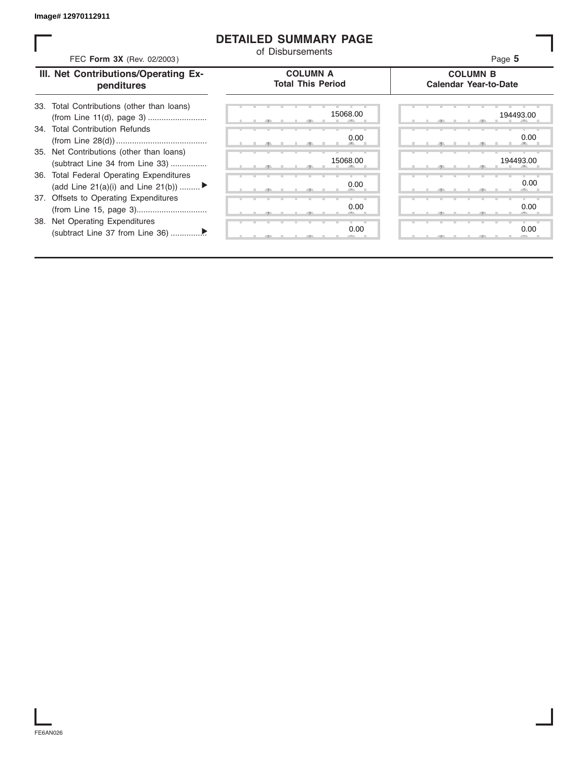Image# 12970112911

# DETAILED SUMMARY PAGE

of Disbursements

FEC **Form 3X** (Rev. 02/2003)

| III. Net Contributions/Operating Expenditures | COLUMN A Total This Period | COLUMN B Calendar Year-to-Date |
|---|---|---|
| 33. Total Contributions (other than loans) (from Line 11(d), page 3) | 15068.00 | 194493.00 |
| 34. Total Contribution Refunds (from Line 28(d)) | 0.00 | 0.00 |
| 35. Net Contributions (other than loans) (subtract Line 34 from Line 33) | 15068.00 | 194493.00 |
| 36. Total Federal Operating Expenditures (add Line 21(a)(i) and Line 21(b)) ▶ | 0.00 | 0.00 |
| 37. Offsets to Operating Expenditures (from Line 15, page 3) | 0.00 | 0.00 |
| 38. Net Operating Expenditures (subtract Line 37 from Line 36) ▶ | 0.00 | 0.00 |

FE6AN026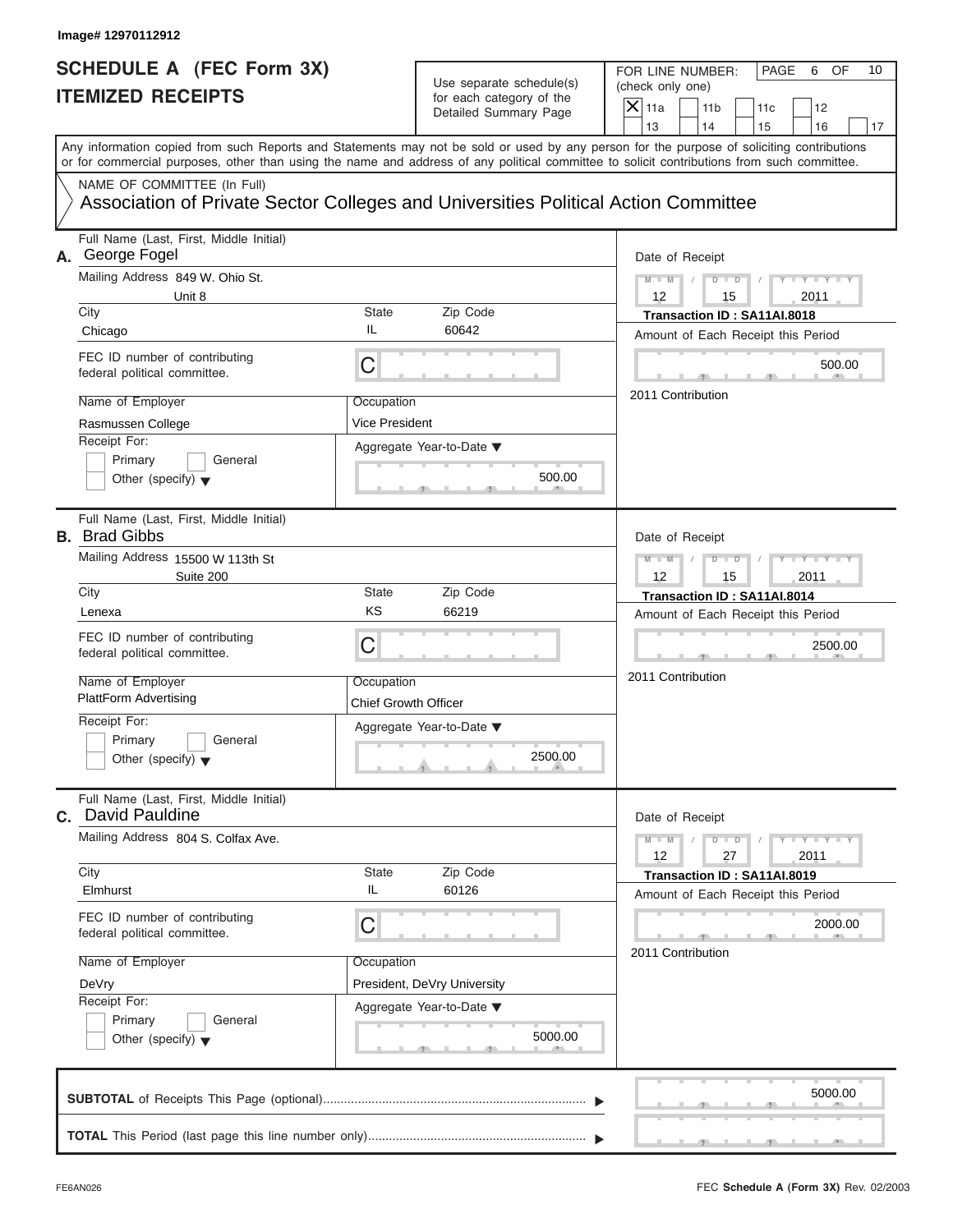Image# 12970112912

# SCHEDULE A (FEC Form 3X)
# ITEMIZED RECEIPTS

Use separate schedule(s) for each category of the Detailed Summary Page

FOR LINE NUMBER: (check only one)

- [X] 11a
- [ ] 11b
- [ ] 11c
- [ ] 12
- [ ] 13
- [ ] 14
- [ ] 15
- [ ] 16
- [ ] 17

PAGE 6 OF 10

Any information copied from such Reports and Statements may not be sold or used by any person for the purpose of soliciting contributions or for commercial purposes, other than using the name and address of any political committee to solicit contributions from such committee.

NAME OF COMMITTEE (In Full)
Association of Private Sector Colleges and Universities Political Action Committee

---

**A.** Full Name (Last, First, Middle Initial): George Fogel

Mailing Address: 849 W. Ohio St. Unit 8

City: Chicago | State: IL | Zip Code: 60642

FEC ID number of contributing federal political committee: C

Name of Employer: Rasmussen College | Occupation: Vice President

Receipt For: Primary / General / Other (specify)

Aggregate Year-to-Date: 500.00

Date of Receipt: 12 / 15 / 2011

Transaction ID : SA11AI.8018

Amount of Each Receipt this Period: 500.00

2011 Contribution

---

**B.** Full Name (Last, First, Middle Initial): Brad Gibbs

Mailing Address: 15500 W 113th St Suite 200

City: Lenexa | State: KS | Zip Code: 66219

FEC ID number of contributing federal political committee: C

Name of Employer: PlattForm Advertising | Occupation: Chief Growth Officer

Receipt For: Primary / General / Other (specify)

Aggregate Year-to-Date: 2500.00

Date of Receipt: 12 / 15 / 2011

Transaction ID : SA11AI.8014

Amount of Each Receipt this Period: 2500.00

2011 Contribution

---

**C.** Full Name (Last, First, Middle Initial): David Pauldine

Mailing Address: 804 S. Colfax Ave.

City: Elmhurst | State: IL | Zip Code: 60126

FEC ID number of contributing federal political committee: C

Name of Employer: DeVry | Occupation: President, DeVry University

Receipt For: Primary / General / Other (specify)

Aggregate Year-to-Date: 5000.00

Date of Receipt: 12 / 27 / 2011

Transaction ID : SA11AI.8019

Amount of Each Receipt this Period: 2000.00

2011 Contribution

---

**SUBTOTAL** of Receipts This Page (optional): 5000.00

**TOTAL** This Period (last page this line number only):

FE6AN026 — FEC **Schedule A** (Form 3X) Rev. 02/2003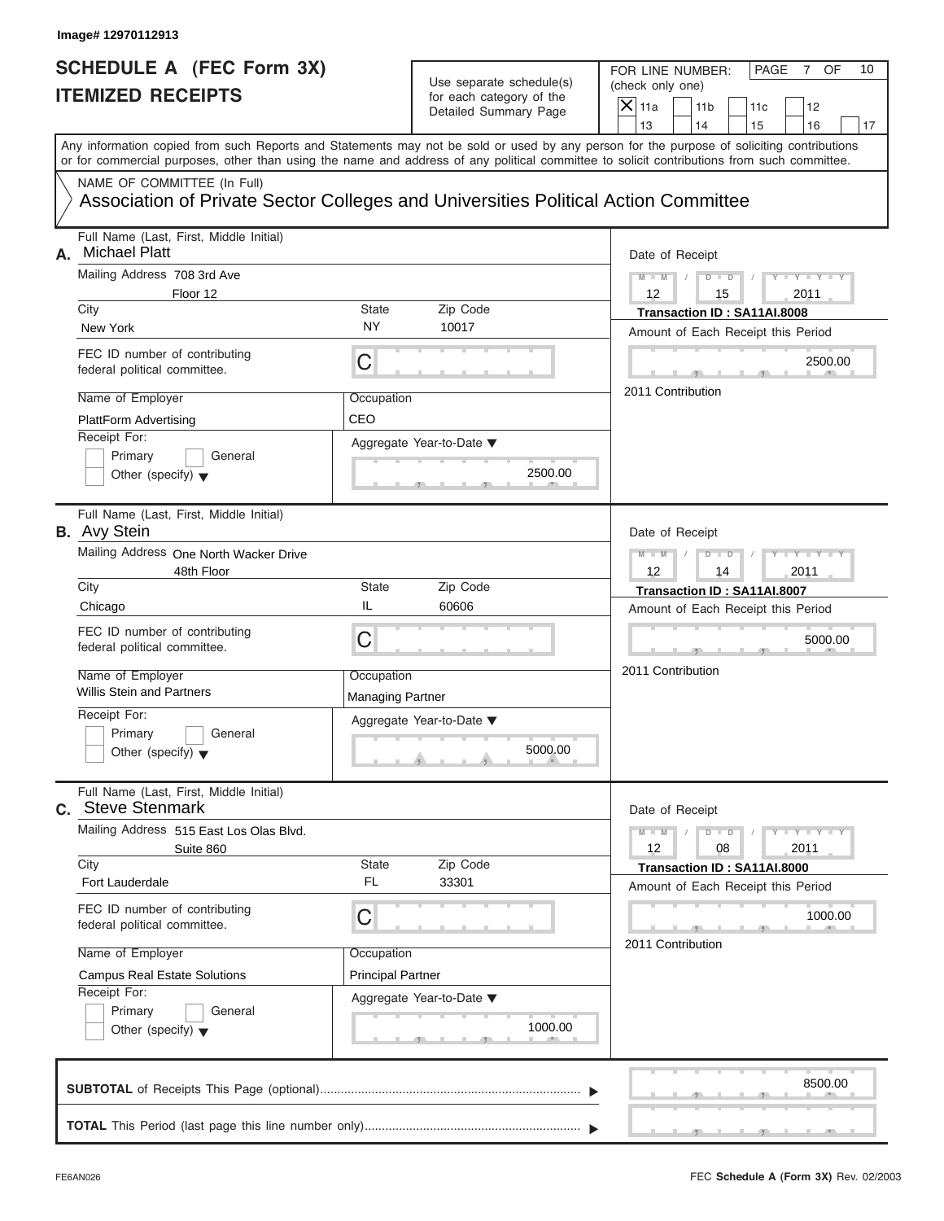Image# 12970112913

# SCHEDULE A (FEC Form 3X)
# ITEMIZED RECEIPTS

Use separate schedule(s) for each category of the Detailed Summary Page

FOR LINE NUMBER: (check only one)

- [X] 11a
- [ ] 11b
- [ ] 11c
- [ ] 12
- [ ] 13
- [ ] 14
- [ ] 15
- [ ] 16
- [ ] 17

PAGE 7 OF 10

Any information copied from such Reports and Statements may not be sold or used by any person for the purpose of soliciting contributions or for commercial purposes, other than using the name and address of any political committee to solicit contributions from such committee.

NAME OF COMMITTEE (In Full)
Association of Private Sector Colleges and Universities Political Action Committee

---

**A.** Full Name (Last, First, Middle Initial): Michael Platt

Mailing Address: 708 3rd Ave, Floor 12

City: New York | State: NY | Zip Code: 10017

FEC ID number of contributing federal political committee: C

Name of Employer: PlattForm Advertising

Occupation: CEO

Receipt For: [ ] Primary [ ] General [ ] Other (specify)

Aggregate Year-to-Date: 2500.00

Date of Receipt: 12 / 15 / 2011

Transaction ID : SA11AI.8008

Amount of Each Receipt this Period: 2500.00

2011 Contribution

---

**B.** Full Name (Last, First, Middle Initial): Avy Stein

Mailing Address: One North Wacker Drive, 48th Floor

City: Chicago | State: IL | Zip Code: 60606

FEC ID number of contributing federal political committee: C

Name of Employer: Willis Stein and Partners

Occupation: Managing Partner

Receipt For: [ ] Primary [ ] General [ ] Other (specify)

Aggregate Year-to-Date: 5000.00

Date of Receipt: 12 / 14 / 2011

Transaction ID : SA11AI.8007

Amount of Each Receipt this Period: 5000.00

2011 Contribution

---

**C.** Full Name (Last, First, Middle Initial): Steve Stenmark

Mailing Address: 515 East Los Olas Blvd., Suite 860

City: Fort Lauderdale | State: FL | Zip Code: 33301

FEC ID number of contributing federal political committee: C

Name of Employer: Campus Real Estate Solutions

Occupation: Principal Partner

Receipt For: [ ] Primary [ ] General [ ] Other (specify)

Aggregate Year-to-Date: 1000.00

Date of Receipt: 12 / 08 / 2011

Transaction ID : SA11AI.8000

Amount of Each Receipt this Period: 1000.00

2011 Contribution

---

**SUBTOTAL** of Receipts This Page (optional): 8500.00

**TOTAL** This Period (last page this line number only):

FE6AN026 — FEC **Schedule A** (Form 3X) Rev. 02/2003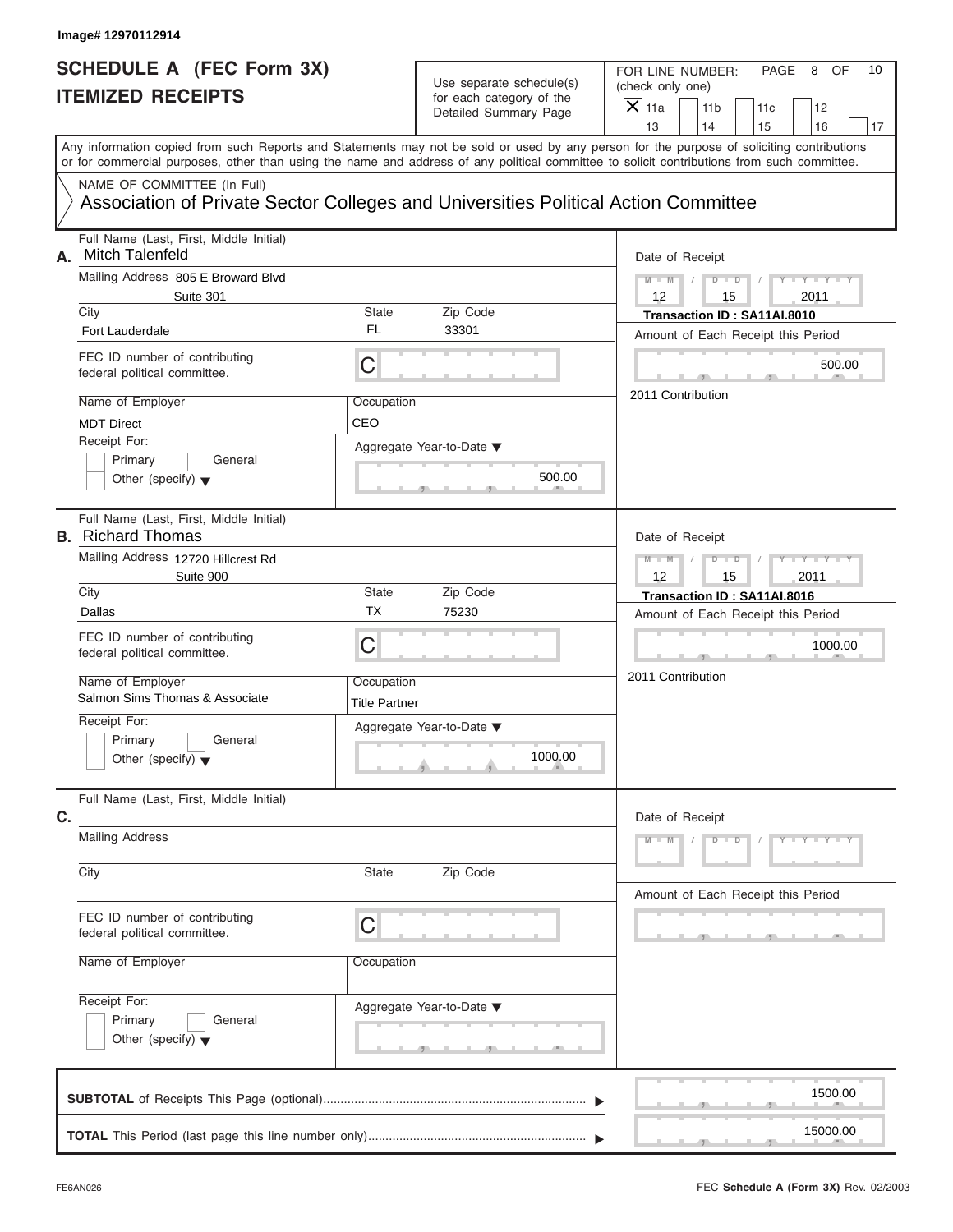Image# 12970112914

# SCHEDULE A (FEC Form 3X) ITEMIZED RECEIPTS

Use separate schedule(s) for each category of the Detailed Summary Page

FOR LINE NUMBER: (check only one)

- [X] 11a
- [ ] 11b
- [ ] 11c
- [ ] 12
- [ ] 13
- [ ] 14
- [ ] 15
- [ ] 16
- [ ] 17

Any information copied from such Reports and Statements may not be sold or used by any person for the purpose of soliciting contributions or for commercial purposes, other than using the name and address of any political committee to solicit contributions from such committee.

NAME OF COMMITTEE (In Full)
Association of Private Sector Colleges and Universities Political Action Committee

---

**A.** Full Name (Last, First, Middle Initial): Mitch Talenfeld

Mailing Address: 805 E Broward Blvd, Suite 301

City: Fort Lauderdale | State: FL | Zip Code: 33301

FEC ID number of contributing federal political committee: C

Name of Employer: MDT Direct

Occupation: CEO

Receipt For: Primary / General / Other (specify)

Aggregate Year-to-Date: 500.00

Date of Receipt: 12/15/2011

Transaction ID : SA11AI.8010

Amount of Each Receipt this Period: 500.00

2011 Contribution

---

**B.** Full Name (Last, First, Middle Initial): Richard Thomas

Mailing Address: 12720 Hillcrest Rd, Suite 900

City: Dallas | State: TX | Zip Code: 75230

FEC ID number of contributing federal political committee: C

Name of Employer: Salmon Sims Thomas & Associate

Occupation: Title Partner

Receipt For: Primary / General / Other (specify)

Aggregate Year-to-Date: 1000.00

Date of Receipt: 12/15/2011

Transaction ID : SA11AI.8016

Amount of Each Receipt this Period: 1000.00

2011 Contribution

---

**C.** Full Name (Last, First, Middle Initial):

Mailing Address:

City: | State: | Zip Code:

FEC ID number of contributing federal political committee: C

Name of Employer:

Occupation:

Receipt For: Primary / General / Other (specify)

Aggregate Year-to-Date:

Date of Receipt:

Amount of Each Receipt this Period:

---

**SUBTOTAL** of Receipts This Page (optional): 1500.00

**TOTAL** This Period (last page this line number only): 15000.00

FE6AN026 FEC **Schedule A** (Form 3X) Rev. 02/2003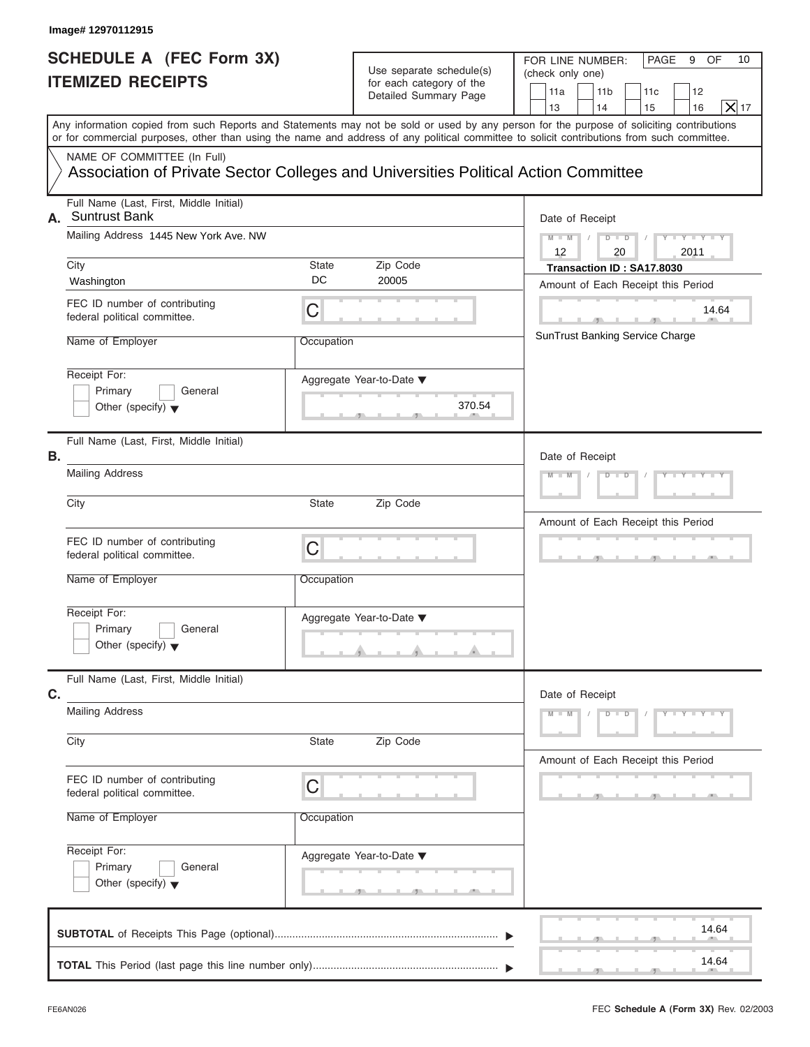Image# 12970112915

# SCHEDULE A (FEC Form 3X)
## ITEMIZED RECEIPTS

Use separate schedule(s) for each category of the Detailed Summary Page

FOR LINE NUMBER: (check only one)

- [ ] 11a
- [ ] 11b
- [ ] 11c
- [ ] 12
- [ ] 13
- [ ] 14
- [ ] 15
- [ ] 16
- [x] 17

PAGE 9 OF 10

Any information copied from such Reports and Statements may not be sold or used by any person for the purpose of soliciting contributions or for commercial purposes, other than using the name and address of any political committee to solicit contributions from such committee.

NAME OF COMMITTEE (In Full)
Association of Private Sector Colleges and Universities Political Action Committee

---

**A.** Full Name (Last, First, Middle Initial): Suntrust Bank

Mailing Address: 1445 New York Ave. NW

City: Washington | State: DC | Zip Code: 20005

FEC ID number of contributing federal political committee: C

Name of Employer:

Occupation:

Receipt For: [ ] Primary [ ] General [ ] Other (specify)

Aggregate Year-to-Date: 370.54

Date of Receipt: 12 / 20 / 2011

Transaction ID : SA17.8030

Amount of Each Receipt this Period: 14.64

SunTrust Banking Service Charge

---

**B.** Full Name (Last, First, Middle Initial):

Mailing Address:

City: | State: | Zip Code:

FEC ID number of contributing federal political committee: C

Name of Employer:

Occupation:

Receipt For: [ ] Primary [ ] General [ ] Other (specify)

Aggregate Year-to-Date:

Date of Receipt:

Amount of Each Receipt this Period:

---

**C.** Full Name (Last, First, Middle Initial):

Mailing Address:

City: | State: | Zip Code:

FEC ID number of contributing federal political committee: C

Name of Employer:

Occupation:

Receipt For: [ ] Primary [ ] General [ ] Other (specify)

Aggregate Year-to-Date:

Date of Receipt:

Amount of Each Receipt this Period:

---

**SUBTOTAL** of Receipts This Page (optional) ▶ 14.64

**TOTAL** This Period (last page this line number only) ▶ 14.64

FE6AN026

FEC **Schedule A (Form 3X)** Rev. 02/2003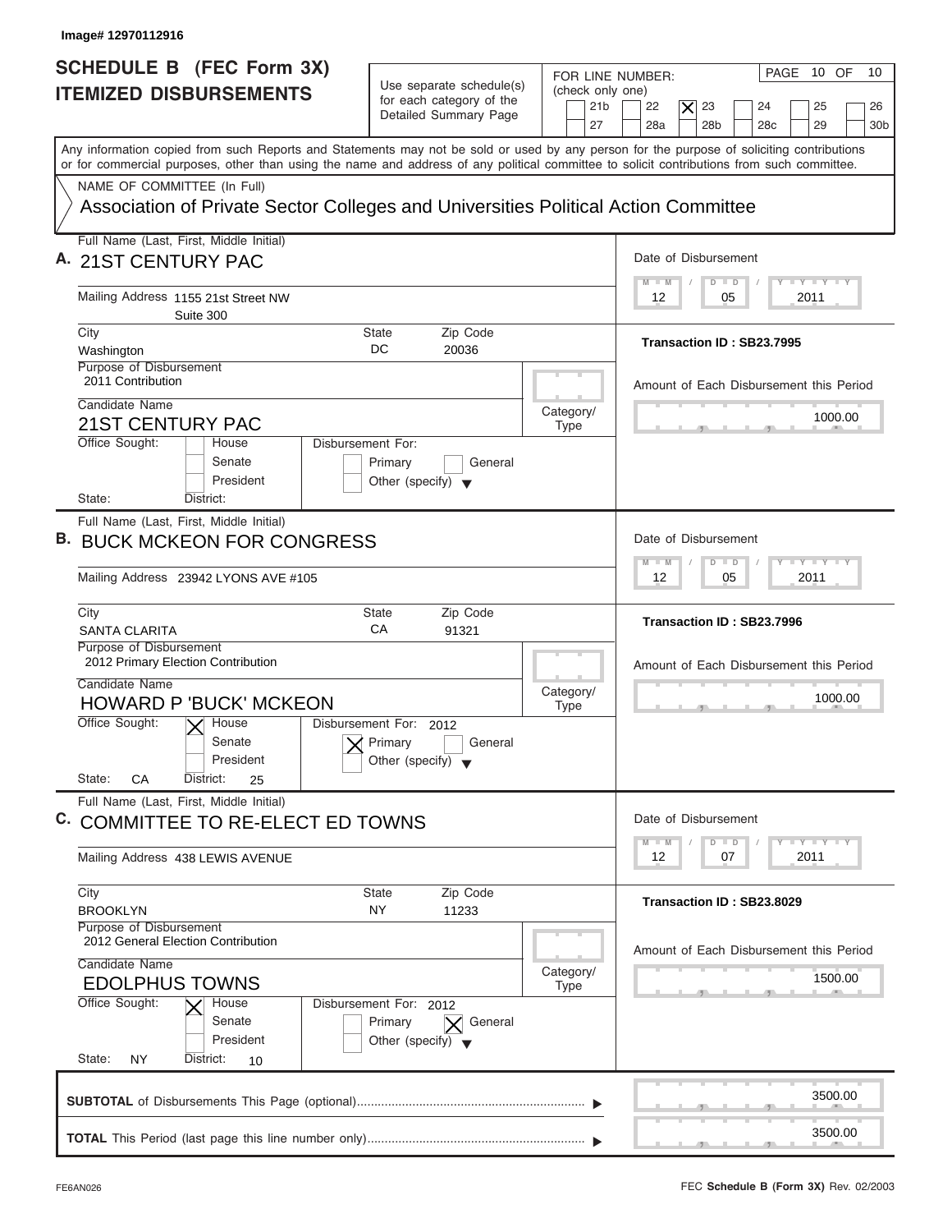Image# 12970112916

# SCHEDULE B (FEC Form 3X) ITEMIZED DISBURSEMENTS

Use separate schedule(s) for each category of the Detailed Summary Page

FOR LINE NUMBER: (check only one)
21b, 22, [X] 23, 24, 25, 26, 27, 28a, 28b, 28c, 29, 30b

PAGE 10 OF 10

Any information copied from such Reports and Statements may not be sold or used by any person for the purpose of soliciting contributions or for commercial purposes, other than using the name and address of any political committee to solicit contributions from such committee.

NAME OF COMMITTEE (In Full)
Association of Private Sector Colleges and Universities Political Action Committee

**A.** Full Name (Last, First, Middle Initial): 21ST CENTURY PAC
Mailing Address: 1155 21st Street NW, Suite 300
City: Washington | State: DC | Zip Code: 20036
Purpose of Disbursement: 2011 Contribution
Candidate Name: 21ST CENTURY PAC
Office Sought: House / Senate / President
State: | District:
Disbursement For: Primary / General / Other (specify)
Category/Type:
Date of Disbursement: 12 / 05 / 2011
Transaction ID : SB23.7995
Amount of Each Disbursement this Period: 1000.00

**B.** Full Name (Last, First, Middle Initial): BUCK MCKEON FOR CONGRESS
Mailing Address: 23942 LYONS AVE #105
City: SANTA CLARITA | State: CA | Zip Code: 91321
Purpose of Disbursement: 2012 Primary Election Contribution
Candidate Name: HOWARD P 'BUCK' MCKEON
Office Sought: [X] House
State: CA | District: 25
Disbursement For: 2012 [X] Primary
Category/Type:
Date of Disbursement: 12 / 05 / 2011
Transaction ID : SB23.7996
Amount of Each Disbursement this Period: 1000.00

**C.** Full Name (Last, First, Middle Initial): COMMITTEE TO RE-ELECT ED TOWNS
Mailing Address: 438 LEWIS AVENUE
City: BROOKLYN | State: NY | Zip Code: 11233
Purpose of Disbursement: 2012 General Election Contribution
Candidate Name: EDOLPHUS TOWNS
Office Sought: [X] House
State: NY | District: 10
Disbursement For: 2012 [X] General
Category/Type:
Date of Disbursement: 12 / 07 / 2011
Transaction ID : SB23.8029
Amount of Each Disbursement this Period: 1500.00

**SUBTOTAL** of Disbursements This Page (optional): 3500.00

**TOTAL** This Period (last page this line number only): 3500.00

FE6AN026

FEC **Schedule B (Form 3X)** Rev. 02/2003